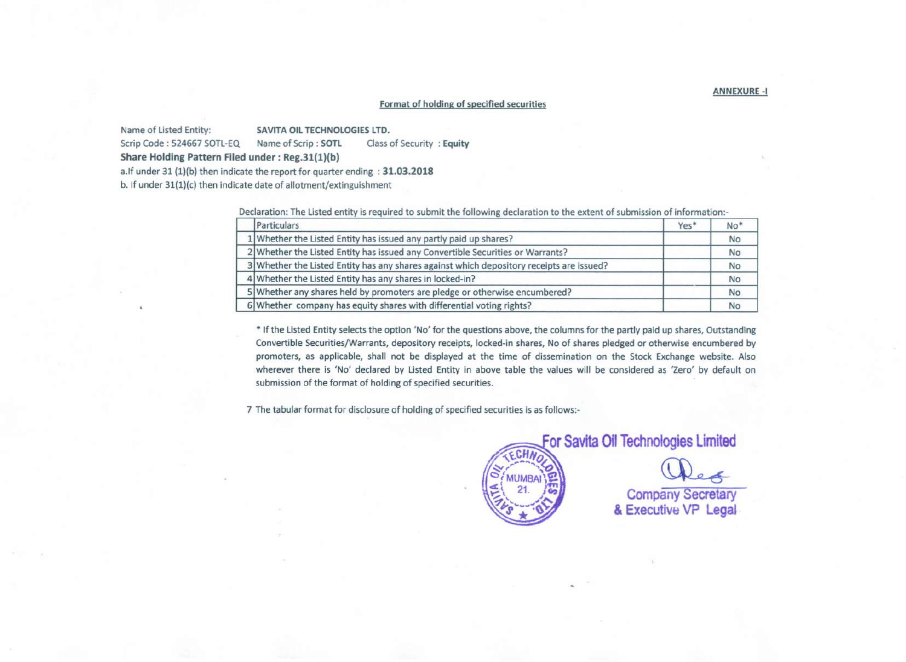**ANNEXURE -I**

## Format of holding of specified securities

Name of Listed Entity: **SAVITA OIL TECHNOLOGIES LTD.**

Scrip Code : 524667 SOTL-EQ Name of Scrip : **SOTL** Class of Security : **Equity**

**Share Holding Pattern Filed under : Reg.31(1)(b)**

a.If under 31 (1)(b) then indicate the report for quarter ending : **31.03.2018**

b. If under 31(1)(c) then indicate date of allotment/extinguishment

Declaration: The Listed entity is required to submit the following declaration to the extent of submission of information:-

| | Particulars | Yes* | No* |
|---|---|---|---|
| 1 | Whether the Listed Entity has issued any partly paid up shares? | | No |
| 2 | Whether the Listed Entity has issued any Convertible Securities or Warrants? | | No |
| 3 | Whether the Listed Entity has any shares against which depository receipts are issued? | | No |
| 4 | Whether the Listed Entity has any shares in locked-in? | | No |
| 5 | Whether any shares held by promoters are pledge or otherwise encumbered? | | No |
| 6 | Whether company has equity shares with differential voting rights? | | No |

* If the Listed Entity selects the option 'No' for the questions above, the columns for the partly paid up shares, Outstanding Convertible Securities/Warrants, depository receipts, locked-in shares, No of shares pledged or otherwise encumbered by promoters, as applicable, shall not be displayed at the time of dissemination on the Stock Exchange website. Also wherever there is 'No' declared by Listed Entity in above table the values will be considered as 'Zero' by default on submission of the format of holding of specified securities.

7 The tabular format for disclosure of holding of specified securities is as follows:-

For Savita Oil Technologies Limited

Company Secretary
& Executive VP Legal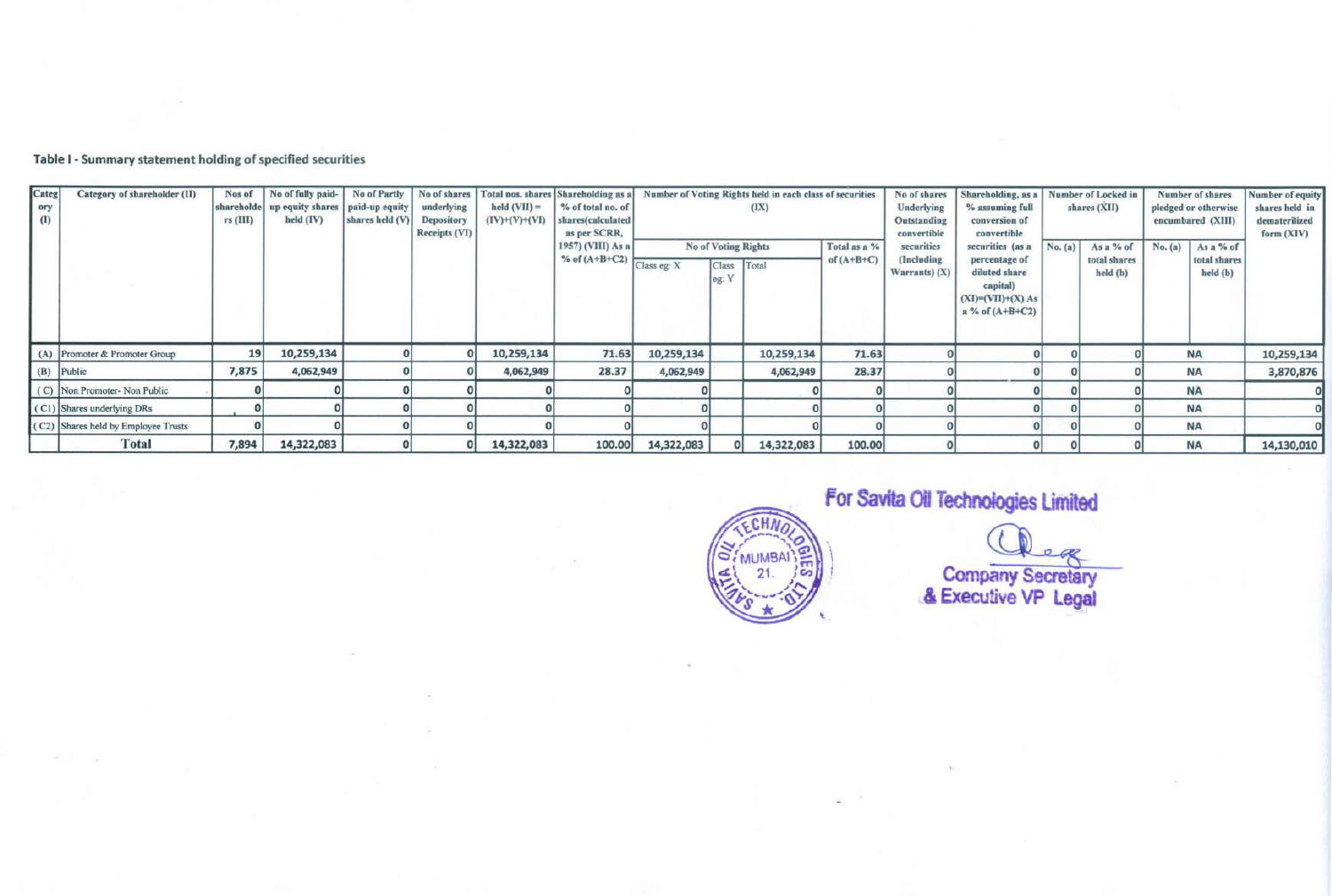**Table I - Summary statement holding of specified securities**

| Category (I) | Category of shareholder (II) | Nos of shareholders (III) | No of fully paid-up equity shares held (IV) | No of Partly paid-up equity shares held (V) | No of shares underlying Depository Receipts (VI) | Total nos. shares held (VII) = (IV)+(V)+(VI) | Shareholding as a % of total no. of shares(calculated as per SCRR, 1957) (VIII) As a % of (A+B+C2) | Number of Voting Rights held in each class of securities (IX) | | | | No of shares Underlying Outstanding convertible securities (Including Warrants) (X) | Shareholding, as a % assuming full conversion of convertible securities (as a percentage of diluted share capital) (XI)=(VII)+(X) As a % of (A+B+C2) | Number of Locked in shares (XII) | | Number of shares pledged or otherwise encumbared (XIII) | | Number of equity shares held in dematerilized form (XIV) |
|---|---|---|---|---|---|---|---|---|---|---|---|---|---|---|---|---|---|---|
| | | | | | | | | No of Voting Rights | | | Total as a % of (A+B+C) | | | No. (a) | As a % of total shares held (b) | No. (a) | As a % of total shares held (b) | |
| | | | | | | | | Class eg: X | Class eg: Y | Total | | | | | | | | |
| (A) | Promoter & Promoter Group | 19 | 10,259,134 | 0 | 0 | 10,259,134 | 71.63 | 10,259,134 | | 10,259,134 | 71.63 | 0 | 0 | 0 | 0 | NA | | 10,259,134 |
| (B) | Public | 7,875 | 4,062,949 | 0 | 0 | 4,062,949 | 28.37 | 4,062,949 | | 4,062,949 | 28.37 | 0 | 0 | 0 | 0 | NA | | 3,870,876 |
| (C) | Non Promoter- Non Public | 0 | 0 | 0 | 0 | 0 | 0 | 0 | | 0 | 0 | 0 | 0 | 0 | 0 | NA | | 0 |
| (C1) | Shares underlying DRs | 0 | 0 | 0 | 0 | 0 | 0 | 0 | | 0 | 0 | 0 | 0 | 0 | 0 | NA | | 0 |
| (C2) | Shares held by Employee Trusts | 0 | 0 | 0 | 0 | 0 | 0 | 0 | | 0 | 0 | 0 | 0 | 0 | 0 | NA | | 0 |
| | **Total** | 7,894 | 14,322,083 | 0 | 0 | 14,322,083 | 100.00 | 14,322,083 | 0 | 14,322,083 | 100.00 | 0 | 0 | 0 | 0 | NA | | 14,130,010 |

For Savita Oil Technologies Limited

Company Secretary
& Executive VP Legal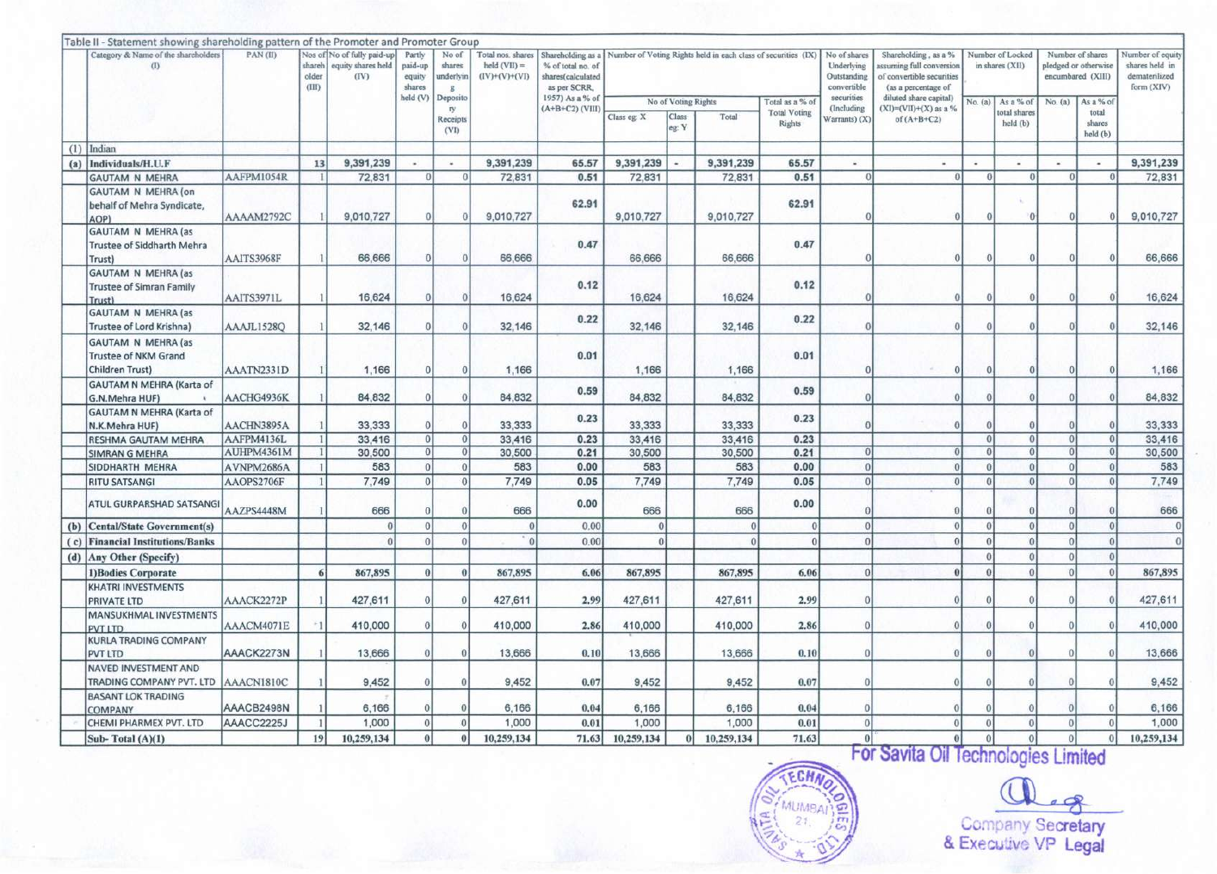Table II - Statement showing shareholding pattern of the Promoter and Promoter Group

| | Category & Name of the shareholders (I) | PAN (II) | Nos of shareholder (III) | No of fully paid-up equity shares held (IV) | Partly paid-up equity shares held (V) | No of shares underlying Depository Receipts (VI) | Total nos. shares held (VII) = (IV)+(V)+(VI) | Shareholding as a % of total no. of shares(calculated as per SCRR, 1957) As a % of (A+B+C2) (VIII) | Number of Voting Rights held in each class of securities (IX) | | | | No of shares Underlying Outstanding convertible securities (Including Warrants) (X) | Shareholding , as a % assuming full conversion of convertible securities (as a percentage of diluted share capital) (XI)=(VII)+(X) as a % of (A+B+C2) | Number of Locked in shares (XII) | | Number of shares pledged or otherwise encumbered (XIII) | | Number of equity shares held in dematerlized form (XIV) |
|---|---|---|---|---|---|---|---|---|---|---|---|---|---|---|---|---|---|---|---|
| | | | | | | | | | No of Voting Rights | | | Total as a % of Total Voting Rights | | | No. (a) | As a % of total shares held (b) | No. (a) | As a % of total shares held (b) | |
| | | | | | | | | | Class eg: X | Class eg: Y | Total | | | | | | | | |
| (1) | Indian | | | | | | | | | | | | | | | | | | |
| (a) | **Individuals/H.U.F** | | **13** | **9,391,239** | - | - | **9,391,239** | **65.57** | **9,391,239** | - | **9,391,239** | **65.57** | - | - | - | - | - | - | **9,391,239** |
| | GAUTAM N MEHRA | AAFPM1054R | 1 | 72,831 | 0 | 0 | 72,831 | 0.51 | 72,831 | | 72,831 | 0.51 | 0 | 0 | 0 | 0 | 0 | 0 | 72,831 |
| | GAUTAM N MEHRA (on behalf of Mehra Syndicate, AOP) | AAAAM2792C | 1 | 9,010,727 | 0 | 0 | 9,010,727 | 62.91 | 9,010,727 | | 9,010,727 | 62.91 | 0 | 0 | 0 | 0 | 0 | 0 | 9,010,727 |
| | GAUTAM N MEHRA (as Trustee of Siddharth Mehra Trust) | AAITS3968F | 1 | 66,666 | 0 | 0 | 66,666 | 0.47 | 66,666 | | 66,666 | 0.47 | 0 | 0 | 0 | 0 | 0 | 0 | 66,666 |
| | GAUTAM N MEHRA (as Trustee of Simran Family Trust) | AAITS3971L | 1 | 16,624 | 0 | 0 | 16,624 | 0.12 | 16,624 | | 16,624 | 0.12 | 0 | 0 | 0 | 0 | 0 | 0 | 16,624 |
| | GAUTAM N MEHRA (as Trustee of Lord Krishna) | AAAJL1528Q | 1 | 32,146 | 0 | 0 | 32,146 | 0.22 | 32,146 | | 32,146 | 0.22 | 0 | 0 | 0 | 0 | 0 | 0 | 32,146 |
| | GAUTAM N MEHRA (as Trustee of NKM Grand Children Trust) | AAATN2331D | 1 | 1,166 | 0 | 0 | 1,166 | 0.01 | 1,166 | | 1,166 | 0.01 | 0 | 0 | 0 | 0 | 0 | 0 | 1,166 |
| | GAUTAM N MEHRA (Karta of G.N.Mehra HUF) | AACHG4936K | 1 | 84,832 | 0 | 0 | 84,832 | 0.59 | 84,832 | | 84,832 | 0.59 | 0 | 0 | 0 | 0 | 0 | 0 | 84,832 |
| | GAUTAM N MEHRA (Karta of N.K.Mehra HUF) | AACHN3895A | 1 | 33,333 | 0 | 0 | 33,333 | 0.23 | 33,333 | | 33,333 | 0.23 | 0 | 0 | 0 | 0 | 0 | 0 | 33,333 |
| | RESHMA GAUTAM MEHRA | AAFPM4136L | 1 | 33,416 | 0 | 0 | 33,416 | 0.23 | 33,416 | | 33,416 | 0.23 | | | 0 | 0 | 0 | 0 | 33,416 |
| | SIMRAN G MEHRA | AUHPM4361M | 1 | 30,500 | 0 | 0 | 30,500 | 0.21 | 30,500 | | 30,500 | 0.21 | 0 | 0 | 0 | 0 | 0 | 0 | 30,500 |
| | SIDDHARTH MEHRA | AVNPM2686A | 1 | 583 | 0 | 0 | 583 | 0.00 | 583 | | 583 | 0.00 | 0 | 0 | 0 | 0 | 0 | 0 | 583 |
| | RITU SATSANGI | AAOPS2706F | 1 | 7,749 | 0 | 0 | 7,749 | 0.05 | 7,749 | | 7,749 | 0.05 | 0 | 0 | 0 | 0 | 0 | 0 | 7,749 |
| | ATUL GURPARSHAD SATSANGI | AAZPS4448M | 1 | 666 | 0 | 0 | 666 | 0.00 | 666 | | 666 | 0.00 | 0 | 0 | 0 | 0 | 0 | 0 | 666 |
| (b) | **Cental/State Government(s)** | | | 0 | 0 | 0 | 0 | 0.00 | 0 | | 0 | 0 | 0 | 0 | 0 | 0 | 0 | 0 | 0 |
| (c) | **Financial Institutions/Banks** | | | 0 | 0 | 0 | 0 | 0.00 | 0 | | 0 | 0 | 0 | 0 | 0 | 0 | 0 | 0 | 0 |
| (d) | **Any Other (Specify)** | | | | | | | | | | | | | | 0 | 0 | 0 | 0 | |
| | **1)Bodies Corporate** | | **6** | **867,895** | **0** | **0** | **867,895** | **6.06** | **867,895** | | **867,895** | **6.06** | 0 | **0** | 0 | 0 | 0 | 0 | **867,895** |
| | KHATRI INVESTMENTS PRIVATE LTD | AAACK2272P | 1 | 427,611 | 0 | 0 | 427,611 | 2.99 | 427,611 | | 427,611 | 2.99 | 0 | 0 | 0 | 0 | 0 | 0 | 427,611 |
| | MANSUKHMAL INVESTMENTS PVT LTD | AAACM4071E | 1 | 410,000 | 0 | 0 | 410,000 | 2.86 | 410,000 | | 410,000 | 2.86 | 0 | 0 | 0 | 0 | 0 | 0 | 410,000 |
| | KURLA TRADING COMPANY PVT LTD | AAACK2273N | 1 | 13,666 | 0 | 0 | 13,666 | 0.10 | 13,666 | | 13,666 | 0.10 | 0 | 0 | 0 | 0 | 0 | 0 | 13,666 |
| | NAVED INVESTMENT AND TRADING COMPANY PVT. LTD | AAACN1810C | 1 | 9,452 | 0 | 0 | 9,452 | 0.07 | 9,452 | | 9,452 | 0.07 | 0 | 0 | 0 | 0 | 0 | 0 | 9,452 |
| | BASANT LOK TRADING COMPANY | AAACB2498N | 1 | 6,166 | 0 | 0 | 6,166 | 0.04 | 6,166 | | 6,166 | 0.04 | 0 | 0 | 0 | 0 | 0 | 0 | 6,166 |
| | CHEMI PHARMEX PVT. LTD | AAACC2225J | 1 | 1,000 | 0 | 0 | 1,000 | 0.01 | 1,000 | | 1,000 | 0.01 | 0 | 0 | 0 | 0 | 0 | 0 | 1,000 |
| | **Sub- Total (A)(1)** | | **19** | **10,259,134** | **0** | **0** | **10,259,134** | **71.63** | **10,259,134** | **0** | **10,259,134** | **71.63** | 0 | 0 | 0 | 0 | 0 | 0 | **10,259,134** |

For Savita Oil Technologies Limited

Company Secretary
& Executive VP Legal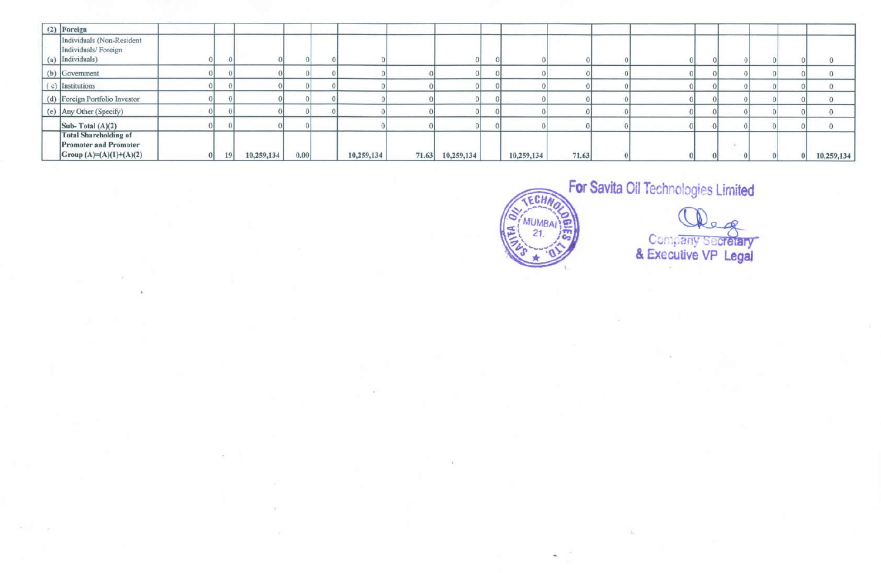| (2) | Foreign | | | | | | | | | | | | | | | | | | |
|---|---|---|---|---|---|---|---|---|---|---|---|---|---|---|---|---|---|---|---|
| (a) | Individuals (Non-Resident Individuals/ Foreign Individuals) | 0 | 0 | 0 | 0 | 0 | 0 | | 0 | 0 | 0 | 0 | 0 | 0 | 0 | 0 | 0 | 0 | 0 |
| (b) | Government | 0 | 0 | 0 | 0 | 0 | 0 | 0 | 0 | 0 | 0 | 0 | 0 | 0 | 0 | 0 | 0 | 0 | 0 |
| ( c) | Institutions | 0 | 0 | 0 | 0 | 0 | 0 | 0 | 0 | 0 | 0 | 0 | 0 | 0 | 0 | 0 | 0 | 0 | 0 |
| (d) | Foreign Portfolio Investor | 0 | 0 | 0 | 0 | 0 | 0 | 0 | 0 | 0 | 0 | 0 | 0 | 0 | 0 | 0 | 0 | 0 | 0 |
| (e) | Any Other (Specify) | 0 | 0 | 0 | 0 | 0 | 0 | 0 | 0 | 0 | 0 | 0 | 0 | 0 | 0 | 0 | 0 | 0 | 0 |
| | **Sub- Total (A)(2)** | 0 | 0 | 0 | 0 | | 0 | 0 | 0 | 0 | 0 | 0 | 0 | 0 | 0 | 0 | 0 | 0 | 0 |
| | **Total Shareholding of Promoter and Promoter Group (A)=(A)(1)+(A)(2)** | **0** | **19** | **10,259,134** | **0.00** | | **10,259,134** | **71.63** | **10,259,134** | | **10,259,134** | **71.63** | **0** | **0** | **0** | **0** | **0** | **0** | **10,259,134** |

**For Savita Oil Technologies Limited**

Company Secretary
& Executive VP Legal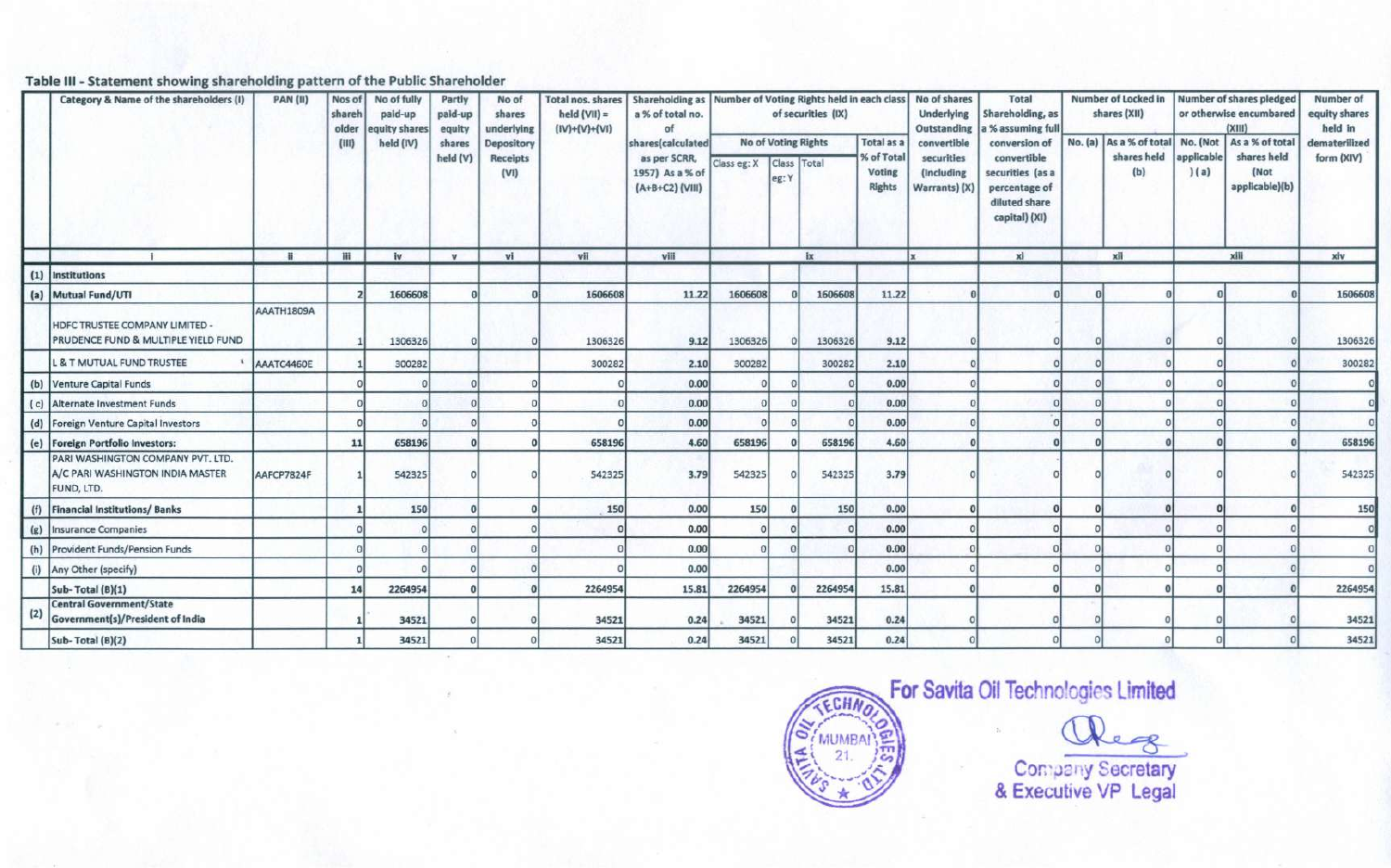### Table III - Statement showing shareholding pattern of the Public Shareholder

| | Category & Name of the shareholders (I) | PAN (II) | Nos of shareholder (III) | No of fully paid-up equity shares held (IV) | Partly paid-up equity shares held (V) | No of shares underlying Depository Receipts (VI) | Total nos. shares held (VII) = (IV)+(V)+(VI) | Shareholding as a % of total no. of shares(calculated as per SCRR, 1957) As a % of (A+B+C2) (VIII) | Number of Voting Rights held in each class of securities (IX) | | | | No of shares Underlying Outstanding convertible securities (including Warrants) (X) | Total Shareholding, as a % assuming full conversion of convertible securities (as a percentage of diluted share capital) (XI) | Number of Locked in shares (XII) | | Number of shares pledged or otherwise encumbered (XIII) | | Number of equity shares held in dematerilized form (XIV) |
|---|---|---|---|---|---|---|---|---|---|---|---|---|---|---|---|---|---|---|---|
| | | | | | | | | | No of Voting Rights | | | Total as a % of Total Voting Rights | | | No. (a) | As a % of total shares held (b) | No. (Not applicable) (a) | As a % of total shares held (Not applicable)(b) | |
| | | | | | | | | | Class eg: X | Class eg: Y | Total | | | | | | | | |
| | i | ii | iii | iv | v | vi | vii | viii | ix | | | | x | xi | xii | | xiii | | xiv |
| (1) | Institutions | | | | | | | | | | | | | | | | | | |
| (a) | Mutual Fund/UTI | | 2 | 1606608 | 0 | 0 | 1606608 | 11.22 | 1606608 | 0 | 1606608 | 11.22 | 0 | 0 | 0 | 0 | 0 | 0 | 1606608 |
| | HDFC TRUSTEE COMPANY LIMITED - PRUDENCE FUND & MULTIPLE YIELD FUND | AAATH1809A | 1 | 1306326 | 0 | 0 | 1306326 | 9.12 | 1306326 | 0 | 1306326 | 9.12 | 0 | 0 | 0 | 0 | 0 | 0 | 1306326 |
| | L & T MUTUAL FUND TRUSTEE | AAATC4460E | 1 | 300282 | | | 300282 | 2.10 | 300282 | | 300282 | 2.10 | 0 | 0 | 0 | 0 | 0 | 0 | 300282 |
| (b) | Venture Capital Funds | | 0 | 0 | 0 | 0 | 0 | 0.00 | 0 | 0 | 0 | 0.00 | 0 | 0 | 0 | 0 | 0 | 0 | 0 |
| (c) | Alternate Investment Funds | | 0 | 0 | 0 | 0 | 0 | 0.00 | 0 | 0 | 0 | 0.00 | 0 | 0 | 0 | 0 | 0 | 0 | 0 |
| (d) | Foreign Venture Capital Investors | | 0 | 0 | 0 | 0 | 0 | 0.00 | 0 | 0 | 0 | 0.00 | 0 | 0 | 0 | 0 | 0 | 0 | 0 |
| (e) | Foreign Portfolio Investors: | | 11 | 658196 | 0 | 0 | 658196 | 4.60 | 658196 | 0 | 658196 | 4.60 | 0 | 0 | 0 | 0 | 0 | 0 | 658196 |
| | PARI WASHINGTON COMPANY PVT. LTD. A/C PARI WASHINGTON INDIA MASTER FUND, LTD. | AAFCP7824F | 1 | 542325 | 0 | 0 | 542325 | 3.79 | 542325 | 0 | 542325 | 3.79 | 0 | 0 | 0 | 0 | 0 | 0 | 542325 |
| (f) | Financial Institutions/ Banks | | 1 | 150 | 0 | 0 | 150 | 0.00 | 150 | 0 | 150 | 0.00 | 0 | 0 | 0 | 0 | 0 | 0 | 150 |
| (g) | Insurance Companies | | 0 | 0 | 0 | 0 | 0 | 0.00 | 0 | 0 | 0 | 0.00 | 0 | 0 | 0 | 0 | 0 | 0 | 0 |
| (h) | Provident Funds/Pension Funds | | 0 | 0 | 0 | 0 | 0 | 0.00 | 0 | 0 | 0 | 0.00 | 0 | 0 | 0 | 0 | 0 | 0 | 0 |
| (i) | Any Other (specify) | | 0 | 0 | 0 | 0 | 0 | 0.00 | | | | 0.00 | 0 | 0 | 0 | 0 | 0 | 0 | 0 |
| | Sub-Total (B)(1) | | 14 | 2264954 | 0 | 0 | 2264954 | 15.81 | 2264954 | 0 | 2264954 | 15.81 | 0 | 0 | 0 | 0 | 0 | 0 | 2264954 |
| (2) | Central Government/State Government(s)/President of India | | 1 | 34521 | 0 | 0 | 34521 | 0.24 | 34521 | 0 | 34521 | 0.24 | 0 | 0 | 0 | 0 | 0 | 0 | 34521 |
| | Sub-Total (B)(2) | | 1 | 34521 | 0 | 0 | 34521 | 0.24 | 34521 | 0 | 34521 | 0.24 | 0 | 0 | 0 | 0 | 0 | 0 | 34521 |

For Savita Oil Technologies Limited

Company Secretary
& Executive VP Legal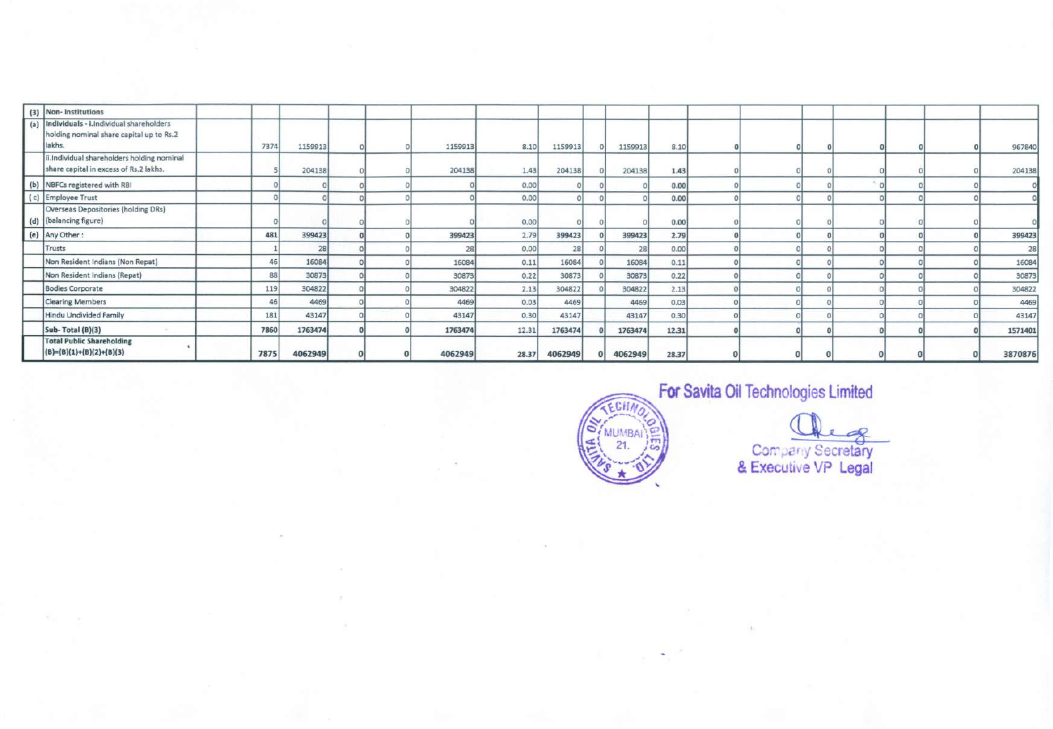| | | | | | | | | | | | | | | | | | | | |
|---|---|---|---|---|---|---|---|---|---|---|---|---|---|---|---|---|---|---|---|
| **(3)** | **Non- Institutions** | | | | | | | | | | | | | | | | | | |
| **(a)** | **Individuals - i.Individual shareholders holding nominal share capital up to Rs.2 lakhs.** | | 7374 | 1159913 | 0 | 0 | 1159913 | 8.10 | 1159913 | 0 | 1159913 | 8.10 | **0** | **0** | **0** | **0** | **0** | **0** | 967840 |
| | ii.Individual shareholders holding nominal share capital in excess of Rs.2 lakhs. | | 5 | 204138 | 0 | 0 | 204138 | 1.43 | 204138 | 0 | 204138 | **1.43** | 0 | 0 | 0 | 0 | 0 | 0 | 204138 |
| (b) | NBFCs registered with RBI | | 0 | 0 | 0 | 0 | 0 | 0.00 | 0 | 0 | 0 | **0.00** | 0 | 0 | 0 | 0 | 0 | 0 | 0 |
| (c) | Employee Trust | | 0 | 0 | 0 | 0 | 0 | 0.00 | 0 | 0 | 0 | **0.00** | 0 | 0 | 0 | 0 | 0 | 0 | 0 |
| (d) | Overseas Depositories (holding DRs) (balancing figure) | | 0 | 0 | 0 | 0 | 0 | 0.00 | 0 | 0 | 0 | **0.00** | 0 | 0 | 0 | 0 | 0 | 0 | 0 |
| (e) | Any Other : | | **481** | **399423** | **0** | **0** | **399423** | **2.79** | **399423** | **0** | **399423** | **2.79** | **0** | **0** | **0** | **0** | **0** | **0** | **399423** |
| | Trusts | | 1 | 28 | 0 | 0 | 28 | 0.00 | 28 | 0 | 28 | 0.00 | 0 | 0 | 0 | 0 | 0 | 0 | 28 |
| | Non Resident Indians (Non Repat) | | 46 | 16084 | 0 | 0 | 16084 | 0.11 | 16084 | 0 | 16084 | 0.11 | 0 | 0 | 0 | 0 | 0 | 0 | 16084 |
| | Non Resident Indians (Repat) | | 88 | 30873 | 0 | 0 | 30873 | 0.22 | 30873 | 0 | 30873 | 0.22 | 0 | 0 | 0 | 0 | 0 | 0 | 30873 |
| | Bodies Corporate | | 119 | 304822 | 0 | 0 | 304822 | 2.13 | 304822 | 0 | 304822 | 2.13 | 0 | 0 | 0 | 0 | 0 | 0 | 304822 |
| | Clearing Members | | 46 | 4469 | 0 | 0 | 4469 | 0.03 | 4469 | | 4469 | 0.03 | 0 | 0 | 0 | 0 | 0 | 0 | 4469 |
| | Hindu Undivided Family | | 181 | 43147 | 0 | 0 | 43147 | 0.30 | 43147 | | 43147 | 0.30 | 0 | 0 | 0 | 0 | 0 | 0 | 43147 |
| | **Sub- Total (B)(3)** | | **7860** | **1763474** | **0** | **0** | **1763474** | **12.31** | **1763474** | **0** | **1763474** | **12.31** | **0** | **0** | **0** | **0** | **0** | **0** | **1571401** |
| | **Total Public Shareholding (B)=(B)(1)+(B)(2)+(B)(3)** | | **7875** | **4062949** | **0** | **0** | **4062949** | **28.37** | **4062949** | **0** | **4062949** | **28.37** | **0** | **0** | **0** | **0** | **0** | **0** | **3870876** |

**For Savita Oil Technologies Limited**

Company Secretary
& Executive VP Legal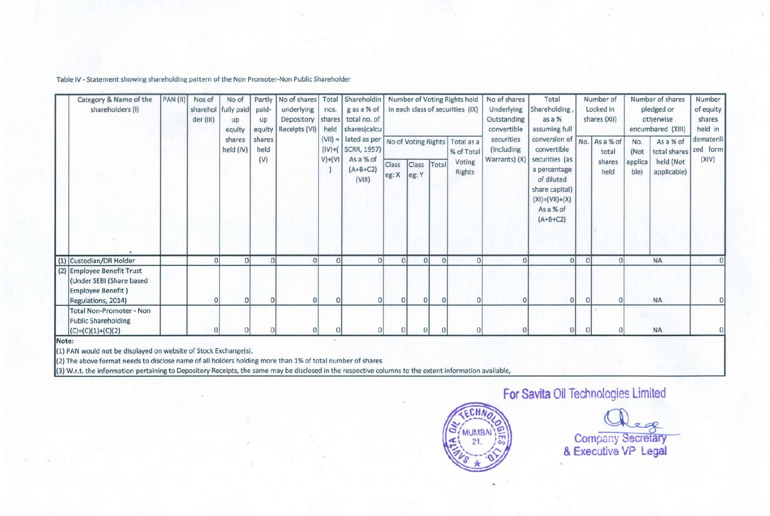Table IV - Statement showing shareholding pattern of the Non Promoter-Non Public Shareholder

| | Category & Name of the shareholders (I) | PAN (II) | Nos of shareholder (III) | No of fully paid up equity shares held (IV) | Partly paid-up equity shares held (V) | No of shares underlying Depository Receipts (VI) | Total nos. shares held (VII) = (IV)+(V)+(VI) | Shareholding as a % of total no. of shares(calculated as per SCRR, 1957) As a % of (A+B+C2) (VIII) | Number of Voting Rights held in each class of securities (IX) | | | | No of shares Underlying Outstanding convertible securities (Including Warrants) (X) | Total Shareholding, as a % assuming full conversion of convertible securities (as a percentage of diluted share capital) (XI)=(VII)+(X) As a % of (A+B+C2) | Number of Locked in shares (XII) | | Number of shares pledged or otherwise encumbered (XIII) | | Number of equity shares held in dematerialized form (XIV) |
|---|---|---|---|---|---|---|---|---|---|---|---|---|---|---|---|---|---|---|---|
| | | | | | | | | | No of Voting Rights | | | Total as a % of Total Voting Rights | | | No. | As a % of total shares held | No. (Not applicable) | As a % of total shares held (Not applicable) | |
| | | | | | | | | | Class eg: X | Class eg: Y | Total | | | | | | | | |
| (1) | Custodian/DR Holder | | 0 | 0 | 0 | 0 | 0 | 0 | 0 | 0 | 0 | 0 | 0 | 0 | 0 | 0 | NA | | 0 |
| (2) | Employee Benefit Trust (Under SEBI (Share based Employee Benefit ) Regulations, 2014) | | 0 | 0 | 0 | 0 | 0 | 0 | 0 | 0 | 0 | 0 | 0 | 0 | 0 | 0 | NA | | 0 |
| | Total Non-Promoter - Non Public Shareholding (C)=(C)(1)+(C)(2) | | 0 | 0 | 0 | 0 | 0 | 0 | 0 | 0 | 0 | 0 | 0 | 0 | 0 | 0 | NA | | 0 |

Note:

(1) PAN would not be displayed on website of Stock Exchange(s).

(2) The above format needs to disclose name of all holders holding more than 1% of total number of shares

(3) W.r.t. the information pertaining to Depository Receipts, the same may be disclosed in the respective columns to the extent information available,

For Savita Oil Technologies Limited

SAVITA OIL TECHNOLOGIES LTD MUMBAI 21.

Company Secretary
& Executive VP Legal